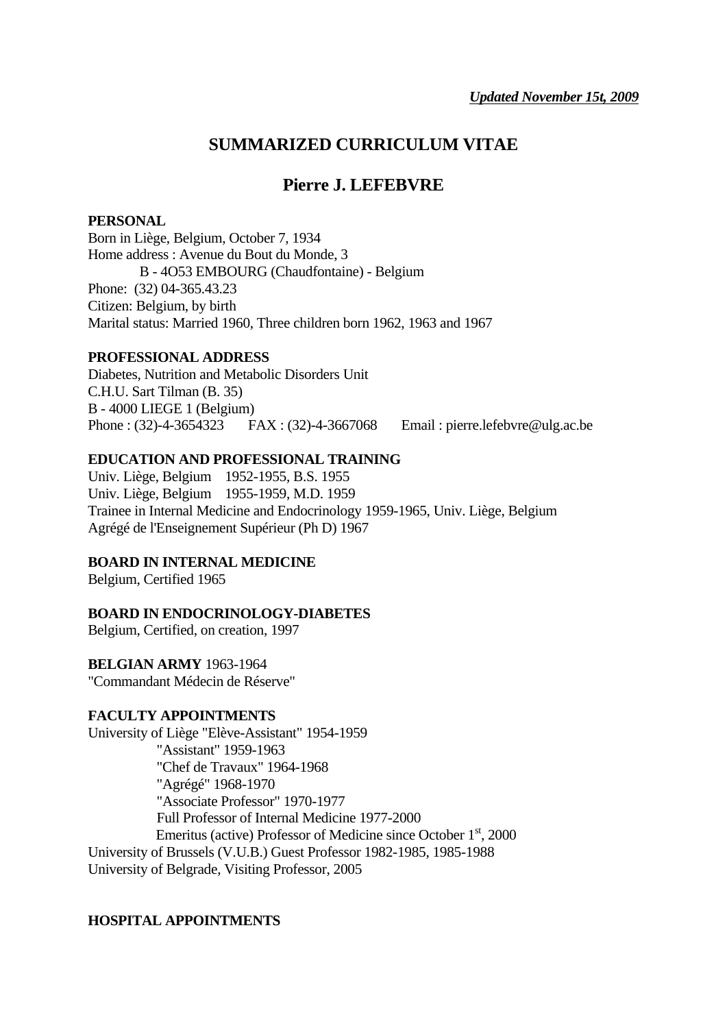***Updated November 15t, 2009***

# SUMMARIZED CURRICULUM VITAE

## Pierre J. LEFEBVRE

**PERSONAL**

Born in Liège, Belgium, October 7, 1934
Home address : Avenue du Bout du Monde, 3
B - 4O53 EMBOURG (Chaudfontaine) - Belgium
Phone: (32) 04-365.43.23
Citizen: Belgium, by birth
Marital status: Married 1960, Three children born 1962, 1963 and 1967

**PROFESSIONAL ADDRESS**

Diabetes, Nutrition and Metabolic Disorders Unit
C.H.U. Sart Tilman (B. 35)
B - 4000 LIEGE 1 (Belgium)
Phone : (32)-4-3654323    FAX : (32)-4-3667068    Email : pierre.lefebvre@ulg.ac.be

**EDUCATION AND PROFESSIONAL TRAINING**

Univ. Liège, Belgium 1952-1955, B.S. 1955
Univ. Liège, Belgium 1955-1959, M.D. 1959
Trainee in Internal Medicine and Endocrinology 1959-1965, Univ. Liège, Belgium
Agrégé de l'Enseignement Supérieur (Ph D) 1967

**BOARD IN INTERNAL MEDICINE**

Belgium, Certified 1965

**BOARD IN ENDOCRINOLOGY-DIABETES**

Belgium, Certified, on creation, 1997

**BELGIAN ARMY** 1963-1964
"Commandant Médecin de Réserve"

**FACULTY APPOINTMENTS**

University of Liège "Elève-Assistant" 1954-1959
"Assistant" 1959-1963
"Chef de Travaux" 1964-1968
"Agrégé" 1968-1970
"Associate Professor" 1970-1977
Full Professor of Internal Medicine 1977-2000
Emeritus (active) Professor of Medicine since October 1st, 2000
University of Brussels (V.U.B.) Guest Professor 1982-1985, 1985-1988
University of Belgrade, Visiting Professor, 2005

**HOSPITAL APPOINTMENTS**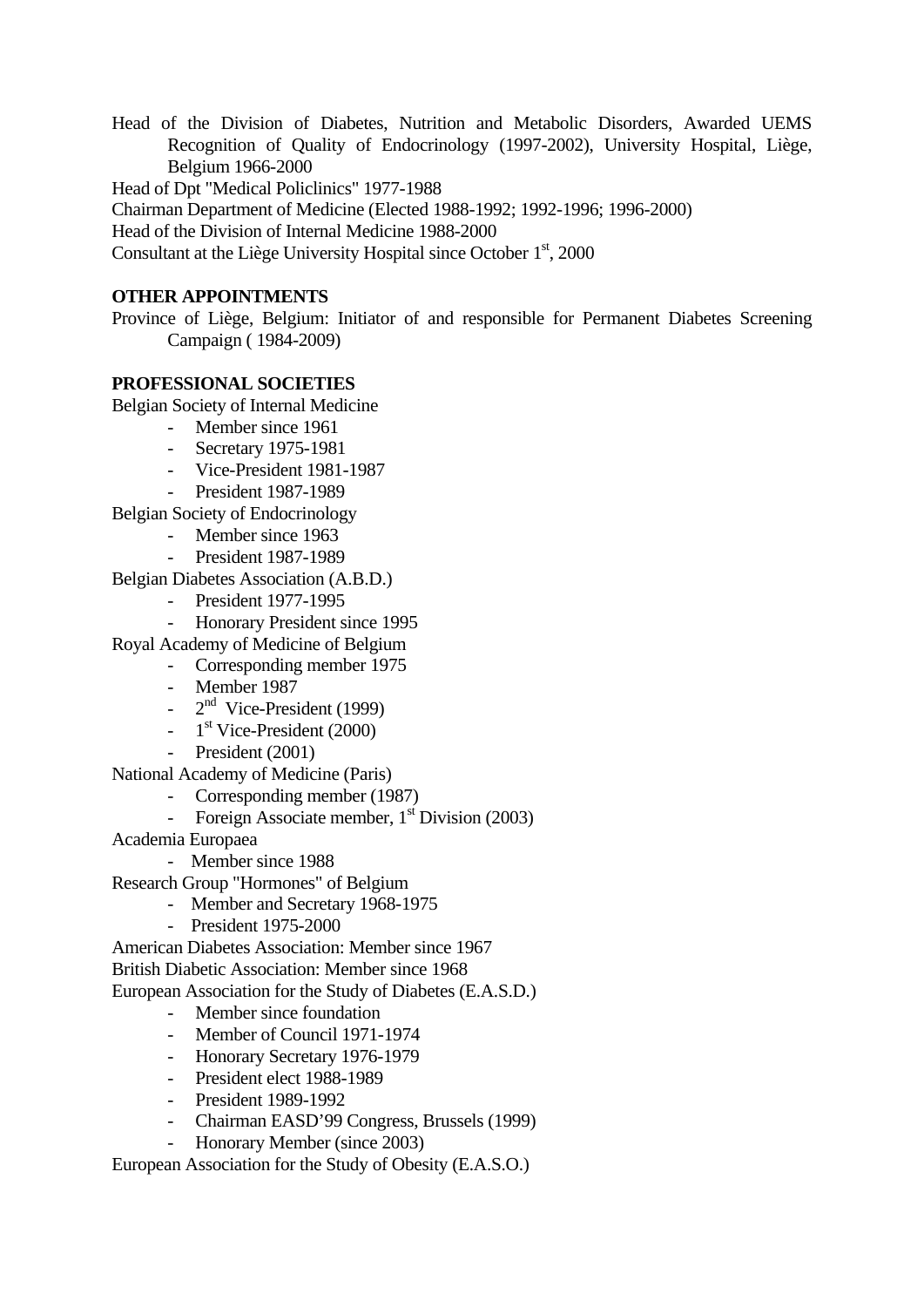Head of the Division of Diabetes, Nutrition and Metabolic Disorders, Awarded UEMS Recognition of Quality of Endocrinology (1997-2002), University Hospital, Liège, Belgium 1966-2000

Head of Dpt "Medical Policlinics" 1977-1988

Chairman Department of Medicine (Elected 1988-1992; 1992-1996; 1996-2000)

Head of the Division of Internal Medicine 1988-2000

Consultant at the Liège University Hospital since October 1st, 2000

**OTHER APPOINTMENTS**

Province of Liège, Belgium: Initiator of and responsible for Permanent Diabetes Screening Campaign ( 1984-2009)

**PROFESSIONAL SOCIETIES**

Belgian Society of Internal Medicine

- Member since 1961
- Secretary 1975-1981
- Vice-President 1981-1987
- President 1987-1989

Belgian Society of Endocrinology

- Member since 1963
- President 1987-1989

Belgian Diabetes Association (A.B.D.)

- President 1977-1995
- Honorary President since 1995

Royal Academy of Medicine of Belgium

- Corresponding member 1975
- Member 1987
- 2nd Vice-President (1999)
- 1st Vice-President (2000)
- President (2001)

National Academy of Medicine (Paris)

- Corresponding member (1987)
- Foreign Associate member, 1st Division (2003)

Academia Europaea

- Member since 1988

Research Group "Hormones" of Belgium

- Member and Secretary 1968-1975
- President 1975-2000

American Diabetes Association: Member since 1967

British Diabetic Association: Member since 1968

European Association for the Study of Diabetes (E.A.S.D.)

- Member since foundation
- Member of Council 1971-1974
- Honorary Secretary 1976-1979
- President elect 1988-1989
- President 1989-1992
- Chairman EASD'99 Congress, Brussels (1999)
- Honorary Member (since 2003)

European Association for the Study of Obesity (E.A.S.O.)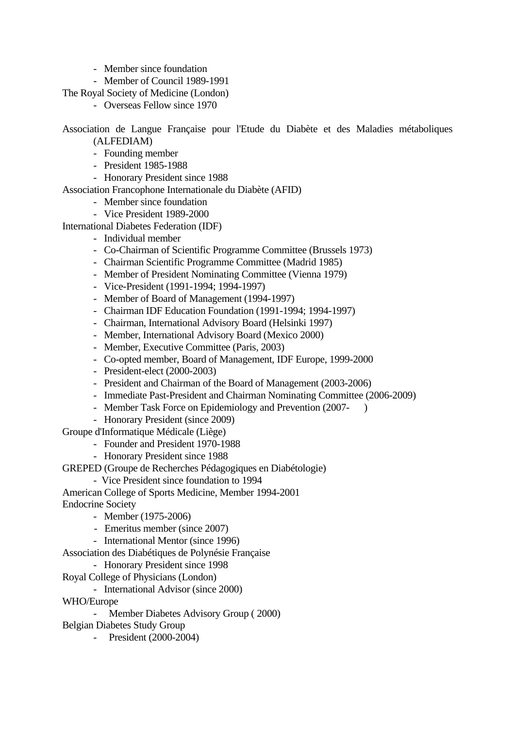- Member since foundation
- Member of Council 1989-1991

The Royal Society of Medicine (London)

- Overseas Fellow since 1970

Association de Langue Française pour l'Etude du Diabète et des Maladies métaboliques (ALFEDIAM)

- Founding member
- President 1985-1988
- Honorary President since 1988

Association Francophone Internationale du Diabète (AFID)

- Member since foundation
- Vice President 1989-2000

International Diabetes Federation (IDF)

- Individual member
- Co-Chairman of Scientific Programme Committee (Brussels 1973)
- Chairman Scientific Programme Committee (Madrid 1985)
- Member of President Nominating Committee (Vienna 1979)
- Vice-President (1991-1994; 1994-1997)
- Member of Board of Management (1994-1997)
- Chairman IDF Education Foundation (1991-1994; 1994-1997)
- Chairman, International Advisory Board (Helsinki 1997)
- Member, International Advisory Board (Mexico 2000)
- Member, Executive Committee (Paris, 2003)
- Co-opted member, Board of Management, IDF Europe, 1999-2000
- President-elect (2000-2003)
- President and Chairman of the Board of Management (2003-2006)
- Immediate Past-President and Chairman Nominating Committee (2006-2009)
- Member Task Force on Epidemiology and Prevention (2007- )
- Honorary President (since 2009)

Groupe d'Informatique Médicale (Liège)

- Founder and President 1970-1988
- Honorary President since 1988

GREPED (Groupe de Recherches Pédagogiques en Diabétologie)

- Vice President since foundation to 1994

American College of Sports Medicine, Member 1994-2001

Endocrine Society

- Member (1975-2006)
- Emeritus member (since 2007)
- International Mentor (since 1996)

Association des Diabétiques de Polynésie Française

- Honorary President since 1998

Royal College of Physicians (London)

- International Advisor (since 2000)

WHO/Europe

- Member Diabetes Advisory Group ( 2000)

Belgian Diabetes Study Group

- President (2000-2004)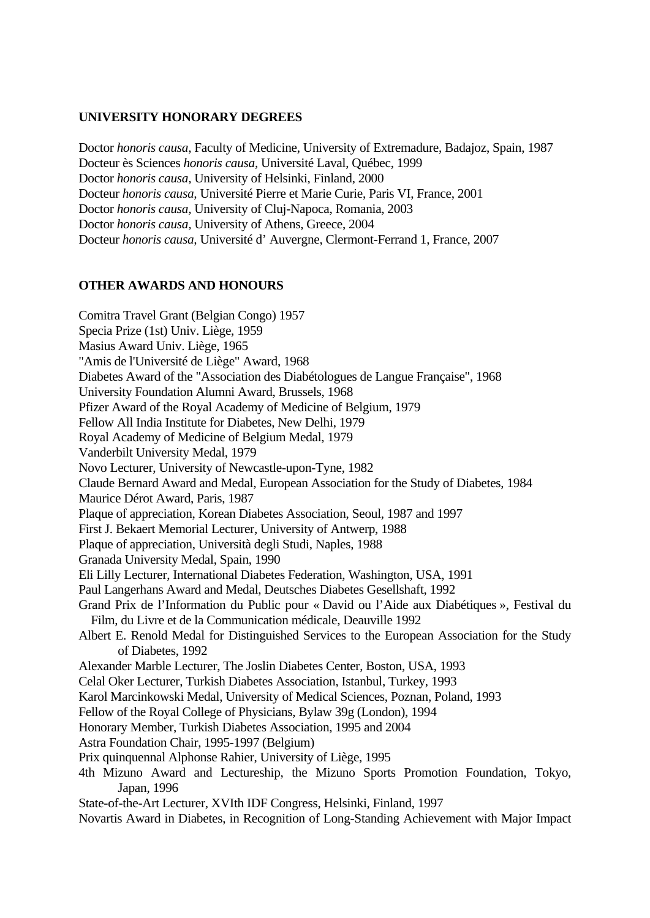**UNIVERSITY HONORARY DEGREES**

Doctor *honoris causa*, Faculty of Medicine, University of Extremadure, Badajoz, Spain, 1987
Docteur ès Sciences *honoris causa,* Université Laval, Québec, 1999
Doctor *honoris causa,* University of Helsinki, Finland, 2000
Docteur *honoris causa,* Université Pierre et Marie Curie, Paris VI, France, 2001
Doctor *honoris causa,* University of Cluj-Napoca, Romania, 2003
Doctor *honoris causa,* University of Athens, Greece, 2004
Docteur *honoris causa,* Université d' Auvergne, Clermont-Ferrand 1, France, 2007

**OTHER AWARDS AND HONOURS**

Comitra Travel Grant (Belgian Congo) 1957
Specia Prize (1st) Univ. Liège, 1959
Masius Award Univ. Liège, 1965
"Amis de l'Université de Liège" Award, 1968
Diabetes Award of the "Association des Diabétologues de Langue Française", 1968
University Foundation Alumni Award, Brussels, 1968
Pfizer Award of the Royal Academy of Medicine of Belgium, 1979
Fellow All India Institute for Diabetes, New Delhi, 1979
Royal Academy of Medicine of Belgium Medal, 1979
Vanderbilt University Medal, 1979
Novo Lecturer, University of Newcastle-upon-Tyne, 1982
Claude Bernard Award and Medal, European Association for the Study of Diabetes, 1984
Maurice Dérot Award, Paris, 1987
Plaque of appreciation, Korean Diabetes Association, Seoul, 1987 and 1997
First J. Bekaert Memorial Lecturer, University of Antwerp, 1988
Plaque of appreciation, Università degli Studi, Naples, 1988
Granada University Medal, Spain, 1990
Eli Lilly Lecturer, International Diabetes Federation, Washington, USA, 1991
Paul Langerhans Award and Medal, Deutsches Diabetes Gesellshaft, 1992
Grand Prix de l'Information du Public pour « David ou l'Aide aux Diabétiques », Festival du Film, du Livre et de la Communication médicale, Deauville 1992
Albert E. Renold Medal for Distinguished Services to the European Association for the Study of Diabetes, 1992
Alexander Marble Lecturer, The Joslin Diabetes Center, Boston, USA, 1993
Celal Oker Lecturer, Turkish Diabetes Association, Istanbul, Turkey, 1993
Karol Marcinkowski Medal, University of Medical Sciences, Poznan, Poland, 1993
Fellow of the Royal College of Physicians, Bylaw 39g (London), 1994
Honorary Member, Turkish Diabetes Association, 1995 and 2004
Astra Foundation Chair, 1995-1997 (Belgium)
Prix quinquennal Alphonse Rahier, University of Liège, 1995
4th Mizuno Award and Lectureship, the Mizuno Sports Promotion Foundation, Tokyo, Japan, 1996
State-of-the-Art Lecturer, XVIth IDF Congress, Helsinki, Finland, 1997
Novartis Award in Diabetes, in Recognition of Long-Standing Achievement with Major Impact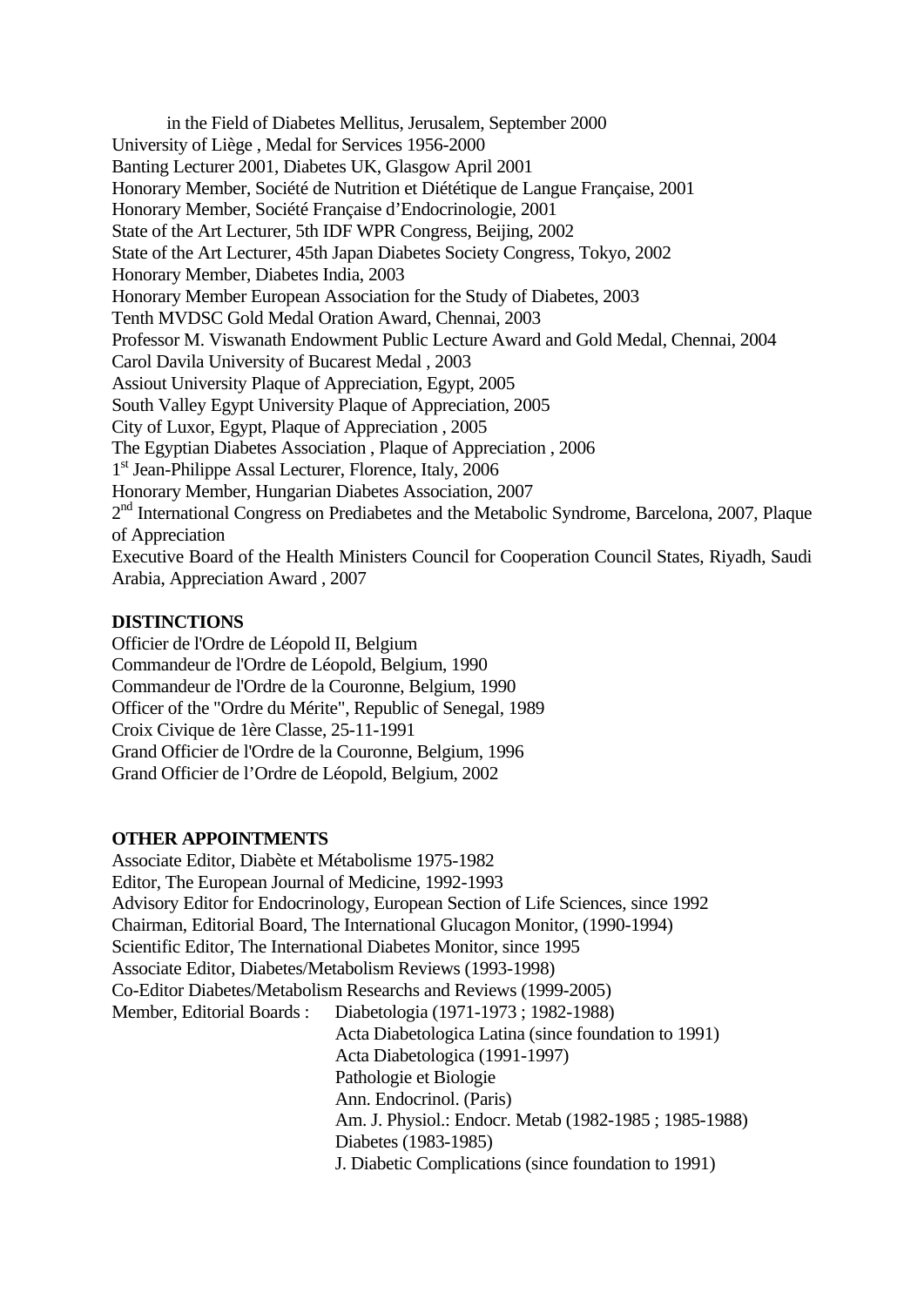in the Field of Diabetes Mellitus, Jerusalem, September 2000
University of Liège , Medal for Services 1956-2000
Banting Lecturer 2001, Diabetes UK, Glasgow April 2001
Honorary Member, Société de Nutrition et Diététique de Langue Française, 2001
Honorary Member, Société Française d'Endocrinologie, 2001
State of the Art Lecturer, 5th IDF WPR Congress, Beijing, 2002
State of the Art Lecturer, 45th Japan Diabetes Society Congress, Tokyo, 2002
Honorary Member, Diabetes India, 2003
Honorary Member European Association for the Study of Diabetes, 2003
Tenth MVDSC Gold Medal Oration Award, Chennai, 2003
Professor M. Viswanath Endowment Public Lecture Award and Gold Medal, Chennai, 2004
Carol Davila University of Bucarest Medal , 2003
Assiout University Plaque of Appreciation, Egypt, 2005
South Valley Egypt University Plaque of Appreciation, 2005
City of Luxor, Egypt, Plaque of Appreciation , 2005
The Egyptian Diabetes Association , Plaque of Appreciation , 2006
1st Jean-Philippe Assal Lecturer, Florence, Italy, 2006
Honorary Member, Hungarian Diabetes Association, 2007
2nd International Congress on Prediabetes and the Metabolic Syndrome, Barcelona, 2007, Plaque of Appreciation
Executive Board of the Health Ministers Council for Cooperation Council States, Riyadh, Saudi Arabia, Appreciation Award , 2007

**DISTINCTIONS**

Officier de l'Ordre de Léopold II, Belgium
Commandeur de l'Ordre de Léopold, Belgium, 1990
Commandeur de l'Ordre de la Couronne, Belgium, 1990
Officer of the "Ordre du Mérite", Republic of Senegal, 1989
Croix Civique de 1ère Classe, 25-11-1991
Grand Officier de l'Ordre de la Couronne, Belgium, 1996
Grand Officier de l'Ordre de Léopold, Belgium, 2002

**OTHER APPOINTMENTS**

Associate Editor, Diabète et Métabolisme 1975-1982
Editor, The European Journal of Medicine, 1992-1993
Advisory Editor for Endocrinology, European Section of Life Sciences, since 1992
Chairman, Editorial Board, The International Glucagon Monitor, (1990-1994)
Scientific Editor, The International Diabetes Monitor, since 1995
Associate Editor, Diabetes/Metabolism Reviews (1993-1998)
Co-Editor Diabetes/Metabolism Researchs and Reviews (1999-2005)
Member, Editorial Boards :
- Diabetologia (1971-1973 ; 1982-1988)
- Acta Diabetologica Latina (since foundation to 1991)
- Acta Diabetologica (1991-1997)
- Pathologie et Biologie
- Ann. Endocrinol. (Paris)
- Am. J. Physiol.: Endocr. Metab (1982-1985 ; 1985-1988)
- Diabetes (1983-1985)
- J. Diabetic Complications (since foundation to 1991)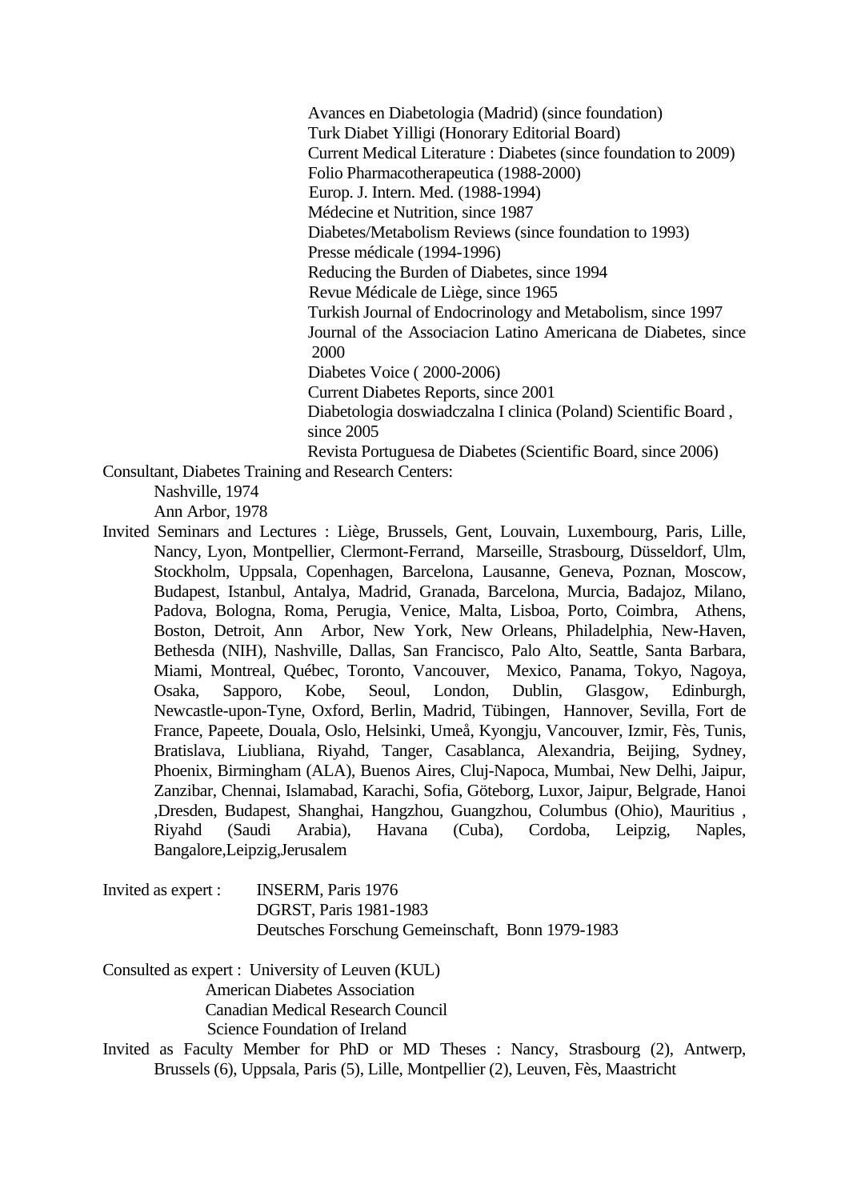Avances en Diabetologia (Madrid) (since foundation)
Turk Diabet Yilligi (Honorary Editorial Board)
Current Medical Literature : Diabetes (since foundation to 2009)
Folio Pharmacotherapeutica (1988-2000)
Europ. J. Intern. Med. (1988-1994)
Médecine et Nutrition, since 1987
Diabetes/Metabolism Reviews (since foundation to 1993)
Presse médicale (1994-1996)
Reducing the Burden of Diabetes, since 1994
Revue Médicale de Liège, since 1965
Turkish Journal of Endocrinology and Metabolism, since 1997
Journal of the Associacion Latino Americana de Diabetes, since 2000
Diabetes Voice ( 2000-2006)
Current Diabetes Reports, since 2001
Diabetologia doswiadczalna I clinica (Poland) Scientific Board , since 2005
Revista Portuguesa de Diabetes (Scientific Board, since 2006)

Consultant, Diabetes Training and Research Centers:
Nashville, 1974
Ann Arbor, 1978

Invited Seminars and Lectures : Liège, Brussels, Gent, Louvain, Luxembourg, Paris, Lille, Nancy, Lyon, Montpellier, Clermont-Ferrand, Marseille, Strasbourg, Düsseldorf, Ulm, Stockholm, Uppsala, Copenhagen, Barcelona, Lausanne, Geneva, Poznan, Moscow, Budapest, Istanbul, Antalya, Madrid, Granada, Barcelona, Murcia, Badajoz, Milano, Padova, Bologna, Roma, Perugia, Venice, Malta, Lisboa, Porto, Coimbra, Athens, Boston, Detroit, Ann Arbor, New York, New Orleans, Philadelphia, New-Haven, Bethesda (NIH), Nashville, Dallas, San Francisco, Palo Alto, Seattle, Santa Barbara, Miami, Montreal, Québec, Toronto, Vancouver, Mexico, Panama, Tokyo, Nagoya, Osaka, Sapporo, Kobe, Seoul, London, Dublin, Glasgow, Edinburgh, Newcastle-upon-Tyne, Oxford, Berlin, Madrid, Tübingen, Hannover, Sevilla, Fort de France, Papeete, Douala, Oslo, Helsinki, Umeå, Kyongju, Vancouver, Izmir, Fès, Tunis, Bratislava, Liubliana, Riyahd, Tanger, Casablanca, Alexandria, Beijing, Sydney, Phoenix, Birmingham (ALA), Buenos Aires, Cluj-Napoca, Mumbai, New Delhi, Jaipur, Zanzibar, Chennai, Islamabad, Karachi, Sofia, Göteborg, Luxor, Jaipur, Belgrade, Hanoi ,Dresden, Budapest, Shanghai, Hangzhou, Guangzhou, Columbus (Ohio), Mauritius , Riyahd (Saudi Arabia), Havana (Cuba), Cordoba, Leipzig, Naples, Bangalore,Leipzig,Jerusalem

Invited as expert : INSERM, Paris 1976
DGRST, Paris 1981-1983
Deutsches Forschung Gemeinschaft, Bonn 1979-1983

Consulted as expert : University of Leuven (KUL)
American Diabetes Association
Canadian Medical Research Council
Science Foundation of Ireland

Invited as Faculty Member for PhD or MD Theses : Nancy, Strasbourg (2), Antwerp, Brussels (6), Uppsala, Paris (5), Lille, Montpellier (2), Leuven, Fès, Maastricht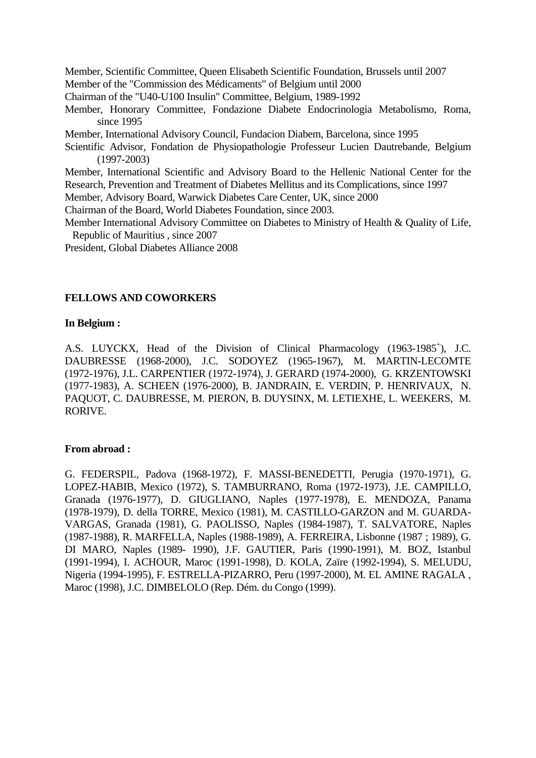Member, Scientific Committee, Queen Elisabeth Scientific Foundation, Brussels until 2007

Member of the "Commission des Médicaments" of Belgium until 2000

Chairman of the "U40-U100 Insulin" Committee, Belgium, 1989-1992

Member, Honorary Committee, Fondazione Diabete Endocrinologia Metabolismo, Roma, since 1995

Member, International Advisory Council, Fundacion Diabem, Barcelona, since 1995

Scientific Advisor, Fondation de Physiopathologie Professeur Lucien Dautrebande, Belgium (1997-2003)

Member, International Scientific and Advisory Board to the Hellenic National Center for the Research, Prevention and Treatment of Diabetes Mellitus and its Complications, since 1997

Member, Advisory Board, Warwick Diabetes Care Center, UK, since 2000

Chairman of the Board, World Diabetes Foundation, since 2003.

Member International Advisory Committee on Diabetes to Ministry of Health & Quality of Life, Republic of Mauritius , since 2007

President, Global Diabetes Alliance 2008

## FELLOWS AND COWORKERS

**In Belgium :**

A.S. LUYCKX, Head of the Division of Clinical Pharmacology (1963-1985[+]), J.C. DAUBRESSE (1968-2000), J.C. SODOYEZ (1965-1967), M. MARTIN-LECOMTE (1972-1976), J.L. CARPENTIER (1972-1974), J. GERARD (1974-2000), G. KRZENTOWSKI (1977-1983), A. SCHEEN (1976-2000), B. JANDRAIN, E. VERDIN, P. HENRIVAUX, N. PAQUOT, C. DAUBRESSE, M. PIERON, B. DUYSINX, M. LETIEXHE, L. WEEKERS, M. RORIVE.

**From abroad :**

G. FEDERSPIL, Padova (1968-1972), F. MASSI-BENEDETTI, Perugia (1970-1971), G. LOPEZ-HABIB, Mexico (1972), S. TAMBURRANO, Roma (1972-1973), J.E. CAMPILLO, Granada (1976-1977), D. GIUGLIANO, Naples (1977-1978), E. MENDOZA, Panama (1978-1979), D. della TORRE, Mexico (1981), M. CASTILLO-GARZON and M. GUARDA-VARGAS, Granada (1981), G. PAOLISSO, Naples (1984-1987), T. SALVATORE, Naples (1987-1988), R. MARFELLA, Naples (1988-1989), A. FERREIRA, Lisbonne (1987 ; 1989), G. DI MARO, Naples (1989- 1990), J.F. GAUTIER, Paris (1990-1991), M. BOZ, Istanbul (1991-1994), I. ACHOUR, Maroc (1991-1998), D. KOLA, Zaïre (1992-1994), S. MELUDU, Nigeria (1994-1995), F. ESTRELLA-PIZARRO, Peru (1997-2000), M. EL AMINE RAGALA , Maroc (1998), J.C. DIMBELOLO (Rep. Dém. du Congo (1999).